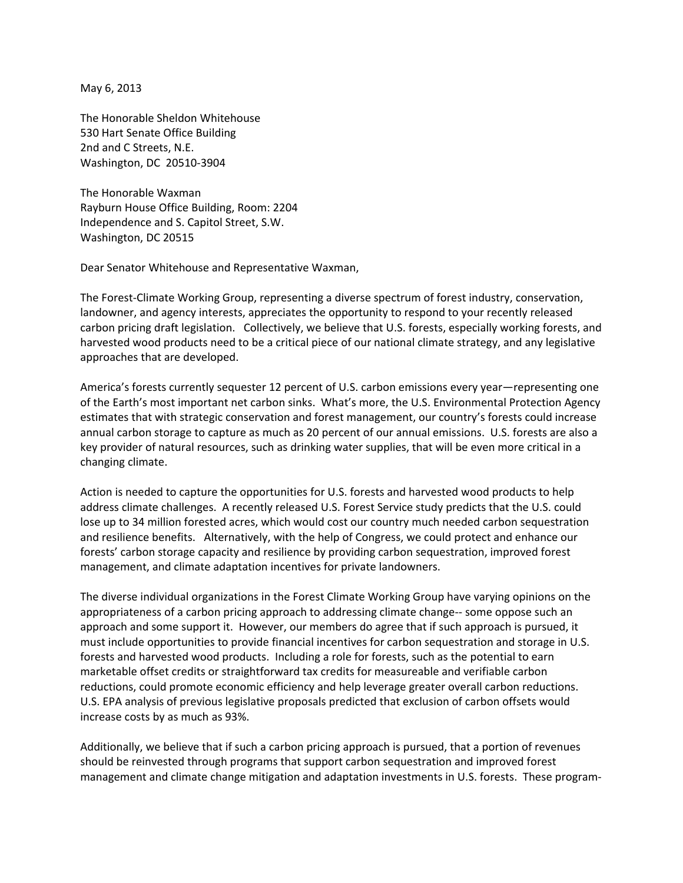May 6, 2013

The Honorable Sheldon Whitehouse
530 Hart Senate Office Building
2nd and C Streets, N.E.
Washington, DC 20510-3904

The Honorable Waxman
Rayburn House Office Building, Room: 2204
Independence and S. Capitol Street, S.W.
Washington, DC 20515

Dear Senator Whitehouse and Representative Waxman,

The Forest-Climate Working Group, representing a diverse spectrum of forest industry, conservation, landowner, and agency interests, appreciates the opportunity to respond to your recently released carbon pricing draft legislation. Collectively, we believe that U.S. forests, especially working forests, and harvested wood products need to be a critical piece of our national climate strategy, and any legislative approaches that are developed.

America's forests currently sequester 12 percent of U.S. carbon emissions every year—representing one of the Earth's most important net carbon sinks. What's more, the U.S. Environmental Protection Agency estimates that with strategic conservation and forest management, our country's forests could increase annual carbon storage to capture as much as 20 percent of our annual emissions. U.S. forests are also a key provider of natural resources, such as drinking water supplies, that will be even more critical in a changing climate.

Action is needed to capture the opportunities for U.S. forests and harvested wood products to help address climate challenges. A recently released U.S. Forest Service study predicts that the U.S. could lose up to 34 million forested acres, which would cost our country much needed carbon sequestration and resilience benefits. Alternatively, with the help of Congress, we could protect and enhance our forests' carbon storage capacity and resilience by providing carbon sequestration, improved forest management, and climate adaptation incentives for private landowners.

The diverse individual organizations in the Forest Climate Working Group have varying opinions on the appropriateness of a carbon pricing approach to addressing climate change-- some oppose such an approach and some support it. However, our members do agree that if such approach is pursued, it must include opportunities to provide financial incentives for carbon sequestration and storage in U.S. forests and harvested wood products. Including a role for forests, such as the potential to earn marketable offset credits or straightforward tax credits for measureable and verifiable carbon reductions, could promote economic efficiency and help leverage greater overall carbon reductions. U.S. EPA analysis of previous legislative proposals predicted that exclusion of carbon offsets would increase costs by as much as 93%.

Additionally, we believe that if such a carbon pricing approach is pursued, that a portion of revenues should be reinvested through programs that support carbon sequestration and improved forest management and climate change mitigation and adaptation investments in U.S. forests. These program-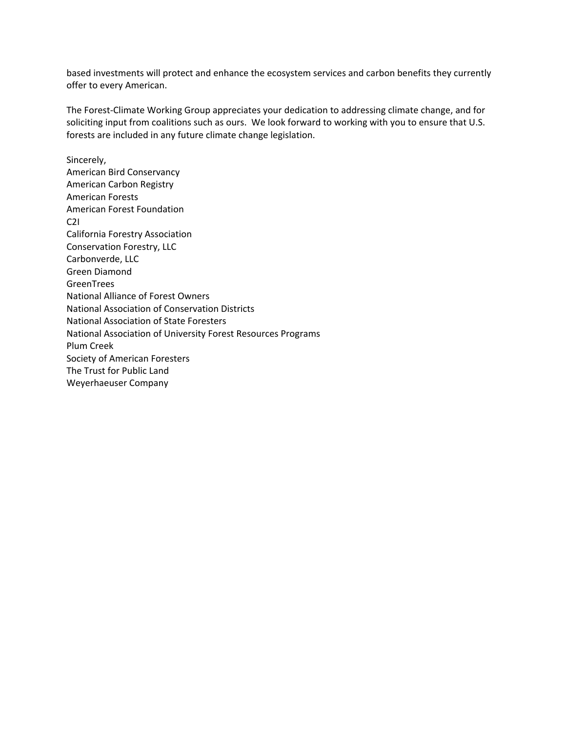based investments will protect and enhance the ecosystem services and carbon benefits they currently offer to every American.

The Forest-Climate Working Group appreciates your dedication to addressing climate change, and for soliciting input from coalitions such as ours. We look forward to working with you to ensure that U.S. forests are included in any future climate change legislation.

Sincerely,  
American Bird Conservancy  
American Carbon Registry  
American Forests  
American Forest Foundation  
C2I  
California Forestry Association  
Conservation Forestry, LLC  
Carbonverde, LLC  
Green Diamond  
GreenTrees  
National Alliance of Forest Owners  
National Association of Conservation Districts  
National Association of State Foresters  
National Association of University Forest Resources Programs  
Plum Creek  
Society of American Foresters  
The Trust for Public Land  
Weyerhaeuser Company